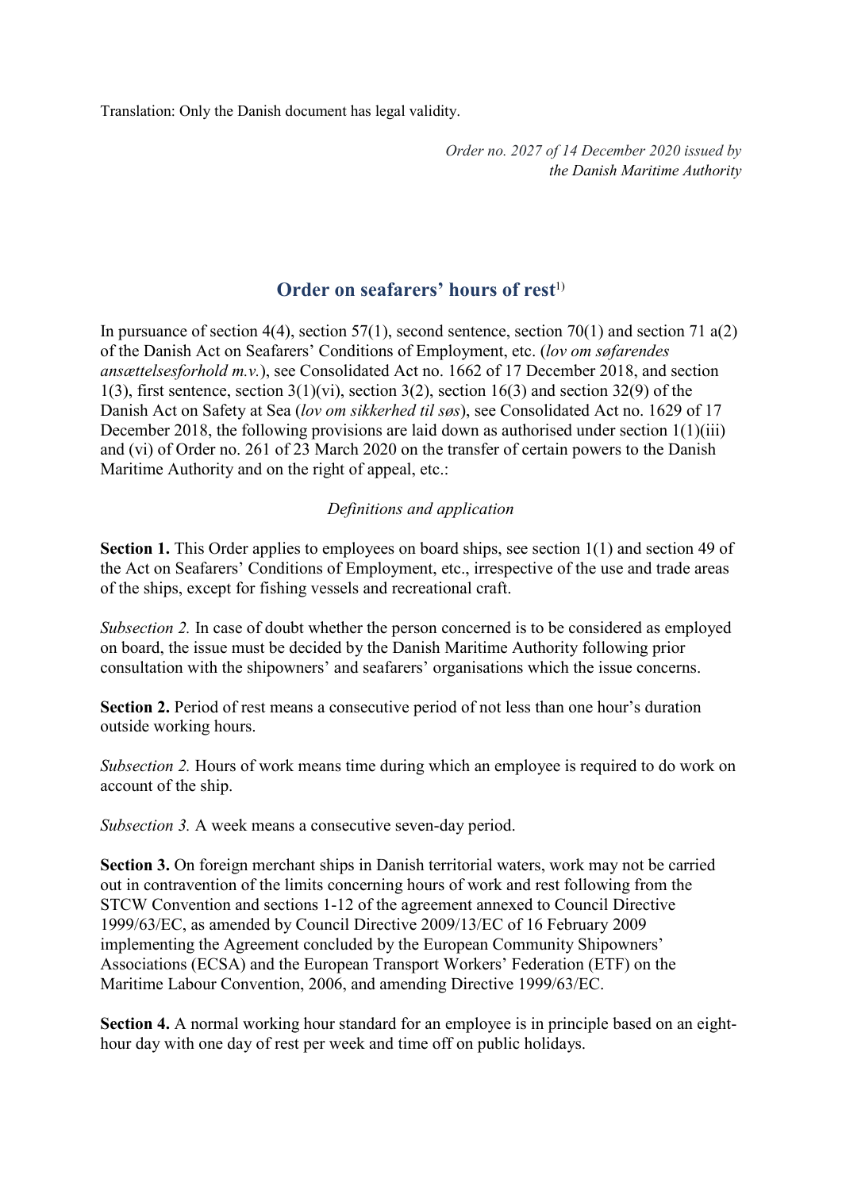Translation: Only the Danish document has legal validity.

*Order no. 2027 of 14 December 2020 issued by the Danish Maritime Authority*

# Order on seafarers' hours of rest[1)]

In pursuance of section 4(4), section 57(1), second sentence, section 70(1) and section 71 a(2) of the Danish Act on Seafarers' Conditions of Employment, etc. (*lov om søfarendes ansættelsesforhold m.v.*), see Consolidated Act no. 1662 of 17 December 2018, and section 1(3), first sentence, section 3(1)(vi), section 3(2), section 16(3) and section 32(9) of the Danish Act on Safety at Sea (*lov om sikkerhed til søs*), see Consolidated Act no. 1629 of 17 December 2018, the following provisions are laid down as authorised under section 1(1)(iii) and (vi) of Order no. 261 of 23 March 2020 on the transfer of certain powers to the Danish Maritime Authority and on the right of appeal, etc.:

*Definitions and application*

**Section 1.** This Order applies to employees on board ships, see section 1(1) and section 49 of the Act on Seafarers' Conditions of Employment, etc., irrespective of the use and trade areas of the ships, except for fishing vessels and recreational craft.

*Subsection 2.* In case of doubt whether the person concerned is to be considered as employed on board, the issue must be decided by the Danish Maritime Authority following prior consultation with the shipowners' and seafarers' organisations which the issue concerns.

**Section 2.** Period of rest means a consecutive period of not less than one hour's duration outside working hours.

*Subsection 2.* Hours of work means time during which an employee is required to do work on account of the ship.

*Subsection 3.* A week means a consecutive seven-day period.

**Section 3.** On foreign merchant ships in Danish territorial waters, work may not be carried out in contravention of the limits concerning hours of work and rest following from the STCW Convention and sections 1-12 of the agreement annexed to Council Directive 1999/63/EC, as amended by Council Directive 2009/13/EC of 16 February 2009 implementing the Agreement concluded by the European Community Shipowners' Associations (ECSA) and the European Transport Workers' Federation (ETF) on the Maritime Labour Convention, 2006, and amending Directive 1999/63/EC.

**Section 4.** A normal working hour standard for an employee is in principle based on an eight-hour day with one day of rest per week and time off on public holidays.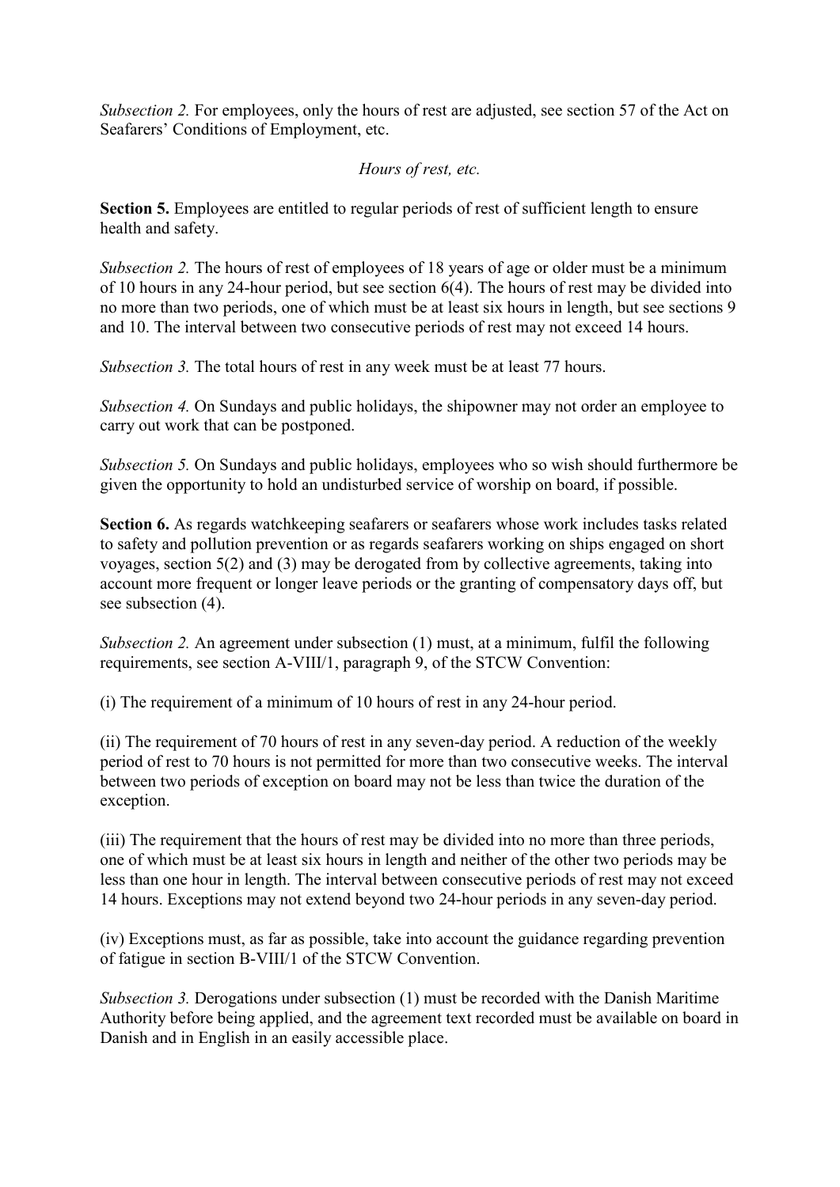*Subsection 2.* For employees, only the hours of rest are adjusted, see section 57 of the Act on Seafarers' Conditions of Employment, etc.

*Hours of rest, etc.*

**Section 5.** Employees are entitled to regular periods of rest of sufficient length to ensure health and safety.

*Subsection 2.* The hours of rest of employees of 18 years of age or older must be a minimum of 10 hours in any 24-hour period, but see section 6(4). The hours of rest may be divided into no more than two periods, one of which must be at least six hours in length, but see sections 9 and 10. The interval between two consecutive periods of rest may not exceed 14 hours.

*Subsection 3.* The total hours of rest in any week must be at least 77 hours.

*Subsection 4.* On Sundays and public holidays, the shipowner may not order an employee to carry out work that can be postponed.

*Subsection 5.* On Sundays and public holidays, employees who so wish should furthermore be given the opportunity to hold an undisturbed service of worship on board, if possible.

**Section 6.** As regards watchkeeping seafarers or seafarers whose work includes tasks related to safety and pollution prevention or as regards seafarers working on ships engaged on short voyages, section 5(2) and (3) may be derogated from by collective agreements, taking into account more frequent or longer leave periods or the granting of compensatory days off, but see subsection (4).

*Subsection 2.* An agreement under subsection (1) must, at a minimum, fulfil the following requirements, see section A-VIII/1, paragraph 9, of the STCW Convention:

(i) The requirement of a minimum of 10 hours of rest in any 24-hour period.

(ii) The requirement of 70 hours of rest in any seven-day period. A reduction of the weekly period of rest to 70 hours is not permitted for more than two consecutive weeks. The interval between two periods of exception on board may not be less than twice the duration of the exception.

(iii) The requirement that the hours of rest may be divided into no more than three periods, one of which must be at least six hours in length and neither of the other two periods may be less than one hour in length. The interval between consecutive periods of rest may not exceed 14 hours. Exceptions may not extend beyond two 24-hour periods in any seven-day period.

(iv) Exceptions must, as far as possible, take into account the guidance regarding prevention of fatigue in section B-VIII/1 of the STCW Convention.

*Subsection 3.* Derogations under subsection (1) must be recorded with the Danish Maritime Authority before being applied, and the agreement text recorded must be available on board in Danish and in English in an easily accessible place.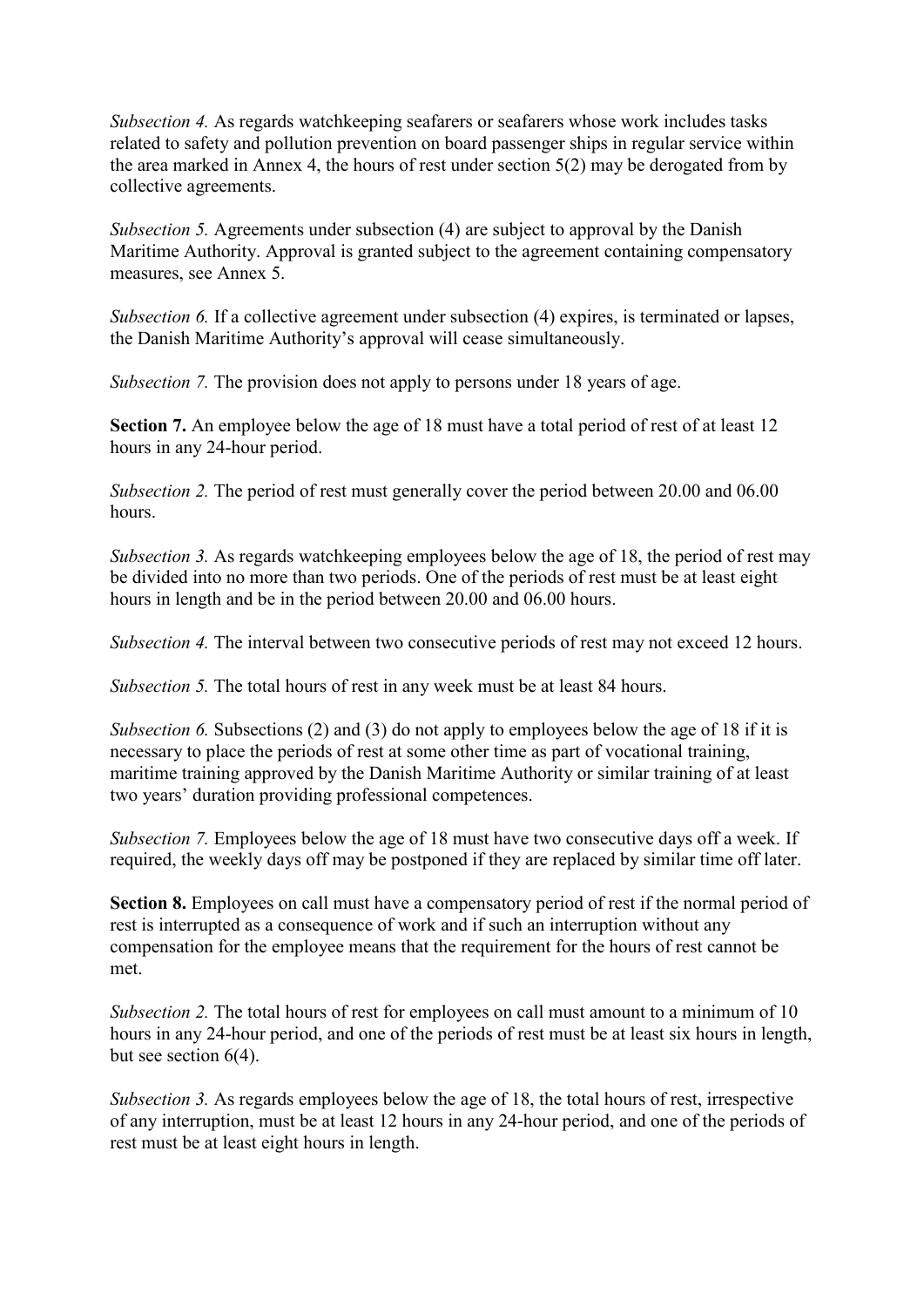*Subsection 4.* As regards watchkeeping seafarers or seafarers whose work includes tasks related to safety and pollution prevention on board passenger ships in regular service within the area marked in Annex 4, the hours of rest under section 5(2) may be derogated from by collective agreements.

*Subsection 5.* Agreements under subsection (4) are subject to approval by the Danish Maritime Authority. Approval is granted subject to the agreement containing compensatory measures, see Annex 5.

*Subsection 6.* If a collective agreement under subsection (4) expires, is terminated or lapses, the Danish Maritime Authority's approval will cease simultaneously.

*Subsection 7.* The provision does not apply to persons under 18 years of age.

**Section 7.** An employee below the age of 18 must have a total period of rest of at least 12 hours in any 24-hour period.

*Subsection 2.* The period of rest must generally cover the period between 20.00 and 06.00 hours.

*Subsection 3.* As regards watchkeeping employees below the age of 18, the period of rest may be divided into no more than two periods. One of the periods of rest must be at least eight hours in length and be in the period between 20.00 and 06.00 hours.

*Subsection 4.* The interval between two consecutive periods of rest may not exceed 12 hours.

*Subsection 5.* The total hours of rest in any week must be at least 84 hours.

*Subsection 6.* Subsections (2) and (3) do not apply to employees below the age of 18 if it is necessary to place the periods of rest at some other time as part of vocational training, maritime training approved by the Danish Maritime Authority or similar training of at least two years' duration providing professional competences.

*Subsection 7.* Employees below the age of 18 must have two consecutive days off a week. If required, the weekly days off may be postponed if they are replaced by similar time off later.

**Section 8.** Employees on call must have a compensatory period of rest if the normal period of rest is interrupted as a consequence of work and if such an interruption without any compensation for the employee means that the requirement for the hours of rest cannot be met.

*Subsection 2.* The total hours of rest for employees on call must amount to a minimum of 10 hours in any 24-hour period, and one of the periods of rest must be at least six hours in length, but see section 6(4).

*Subsection 3.* As regards employees below the age of 18, the total hours of rest, irrespective of any interruption, must be at least 12 hours in any 24-hour period, and one of the periods of rest must be at least eight hours in length.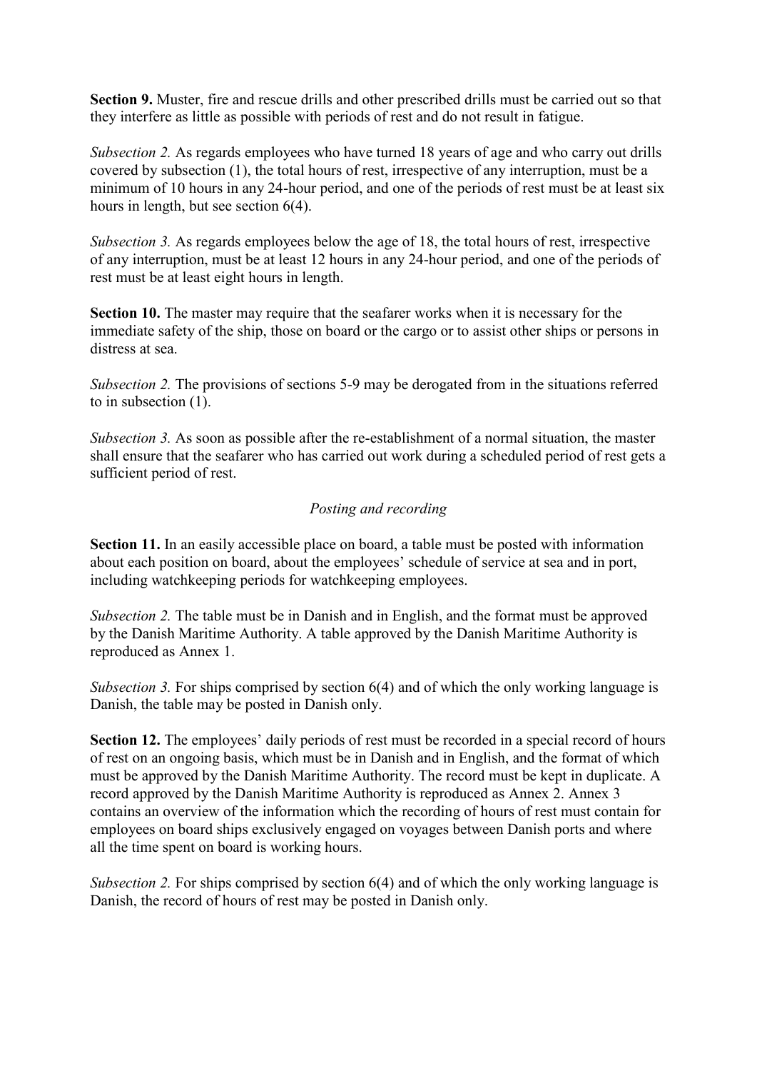**Section 9.** Muster, fire and rescue drills and other prescribed drills must be carried out so that they interfere as little as possible with periods of rest and do not result in fatigue.

*Subsection 2.* As regards employees who have turned 18 years of age and who carry out drills covered by subsection (1), the total hours of rest, irrespective of any interruption, must be a minimum of 10 hours in any 24-hour period, and one of the periods of rest must be at least six hours in length, but see section 6(4).

*Subsection 3.* As regards employees below the age of 18, the total hours of rest, irrespective of any interruption, must be at least 12 hours in any 24-hour period, and one of the periods of rest must be at least eight hours in length.

**Section 10.** The master may require that the seafarer works when it is necessary for the immediate safety of the ship, those on board or the cargo or to assist other ships or persons in distress at sea.

*Subsection 2.* The provisions of sections 5-9 may be derogated from in the situations referred to in subsection (1).

*Subsection 3.* As soon as possible after the re-establishment of a normal situation, the master shall ensure that the seafarer who has carried out work during a scheduled period of rest gets a sufficient period of rest.

*Posting and recording*

**Section 11.** In an easily accessible place on board, a table must be posted with information about each position on board, about the employees' schedule of service at sea and in port, including watchkeeping periods for watchkeeping employees.

*Subsection 2.* The table must be in Danish and in English, and the format must be approved by the Danish Maritime Authority. A table approved by the Danish Maritime Authority is reproduced as Annex 1.

*Subsection 3.* For ships comprised by section 6(4) and of which the only working language is Danish, the table may be posted in Danish only.

**Section 12.** The employees' daily periods of rest must be recorded in a special record of hours of rest on an ongoing basis, which must be in Danish and in English, and the format of which must be approved by the Danish Maritime Authority. The record must be kept in duplicate. A record approved by the Danish Maritime Authority is reproduced as Annex 2. Annex 3 contains an overview of the information which the recording of hours of rest must contain for employees on board ships exclusively engaged on voyages between Danish ports and where all the time spent on board is working hours.

*Subsection 2.* For ships comprised by section 6(4) and of which the only working language is Danish, the record of hours of rest may be posted in Danish only.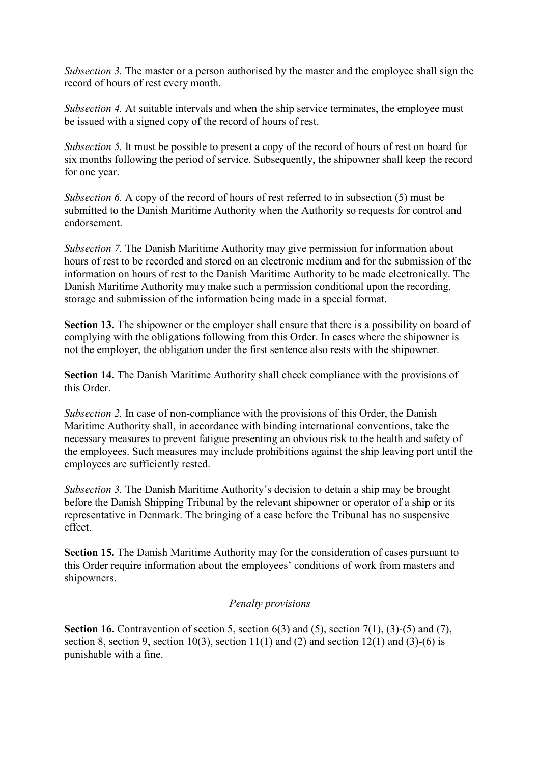*Subsection 3.* The master or a person authorised by the master and the employee shall sign the record of hours of rest every month.

*Subsection 4.* At suitable intervals and when the ship service terminates, the employee must be issued with a signed copy of the record of hours of rest.

*Subsection 5.* It must be possible to present a copy of the record of hours of rest on board for six months following the period of service. Subsequently, the shipowner shall keep the record for one year.

*Subsection 6.* A copy of the record of hours of rest referred to in subsection (5) must be submitted to the Danish Maritime Authority when the Authority so requests for control and endorsement.

*Subsection 7.* The Danish Maritime Authority may give permission for information about hours of rest to be recorded and stored on an electronic medium and for the submission of the information on hours of rest to the Danish Maritime Authority to be made electronically. The Danish Maritime Authority may make such a permission conditional upon the recording, storage and submission of the information being made in a special format.

**Section 13.** The shipowner or the employer shall ensure that there is a possibility on board of complying with the obligations following from this Order. In cases where the shipowner is not the employer, the obligation under the first sentence also rests with the shipowner.

**Section 14.** The Danish Maritime Authority shall check compliance with the provisions of this Order.

*Subsection 2.* In case of non-compliance with the provisions of this Order, the Danish Maritime Authority shall, in accordance with binding international conventions, take the necessary measures to prevent fatigue presenting an obvious risk to the health and safety of the employees. Such measures may include prohibitions against the ship leaving port until the employees are sufficiently rested.

*Subsection 3.* The Danish Maritime Authority's decision to detain a ship may be brought before the Danish Shipping Tribunal by the relevant shipowner or operator of a ship or its representative in Denmark. The bringing of a case before the Tribunal has no suspensive effect.

**Section 15.** The Danish Maritime Authority may for the consideration of cases pursuant to this Order require information about the employees' conditions of work from masters and shipowners.

*Penalty provisions*

**Section 16.** Contravention of section 5, section 6(3) and (5), section 7(1), (3)-(5) and (7), section 8, section 9, section 10(3), section 11(1) and (2) and section 12(1) and (3)-(6) is punishable with a fine.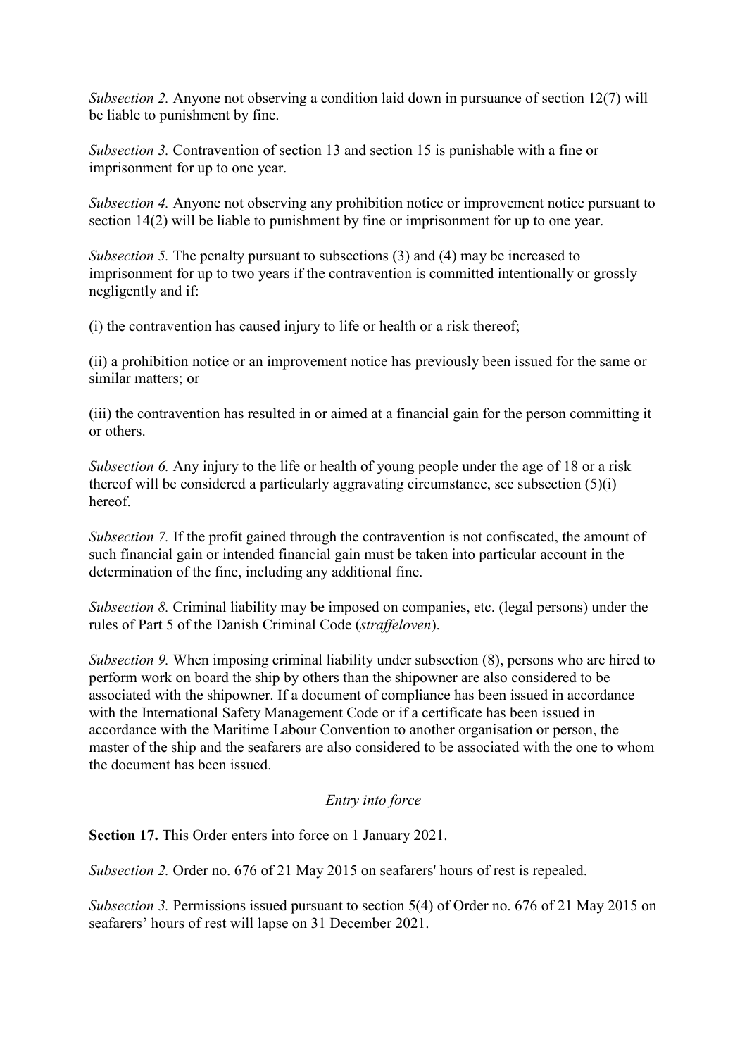*Subsection 2.* Anyone not observing a condition laid down in pursuance of section 12(7) will be liable to punishment by fine.

*Subsection 3.* Contravention of section 13 and section 15 is punishable with a fine or imprisonment for up to one year.

*Subsection 4.* Anyone not observing any prohibition notice or improvement notice pursuant to section 14(2) will be liable to punishment by fine or imprisonment for up to one year.

*Subsection 5.* The penalty pursuant to subsections (3) and (4) may be increased to imprisonment for up to two years if the contravention is committed intentionally or grossly negligently and if:

(i) the contravention has caused injury to life or health or a risk thereof;

(ii) a prohibition notice or an improvement notice has previously been issued for the same or similar matters; or

(iii) the contravention has resulted in or aimed at a financial gain for the person committing it or others.

*Subsection 6.* Any injury to the life or health of young people under the age of 18 or a risk thereof will be considered a particularly aggravating circumstance, see subsection (5)(i) hereof.

*Subsection 7.* If the profit gained through the contravention is not confiscated, the amount of such financial gain or intended financial gain must be taken into particular account in the determination of the fine, including any additional fine.

*Subsection 8.* Criminal liability may be imposed on companies, etc. (legal persons) under the rules of Part 5 of the Danish Criminal Code (*straffeloven*).

*Subsection 9.* When imposing criminal liability under subsection (8), persons who are hired to perform work on board the ship by others than the shipowner are also considered to be associated with the shipowner. If a document of compliance has been issued in accordance with the International Safety Management Code or if a certificate has been issued in accordance with the Maritime Labour Convention to another organisation or person, the master of the ship and the seafarers are also considered to be associated with the one to whom the document has been issued.

*Entry into force*

**Section 17.** This Order enters into force on 1 January 2021.

*Subsection 2.* Order no. 676 of 21 May 2015 on seafarers' hours of rest is repealed.

*Subsection 3.* Permissions issued pursuant to section 5(4) of Order no. 676 of 21 May 2015 on seafarers' hours of rest will lapse on 31 December 2021.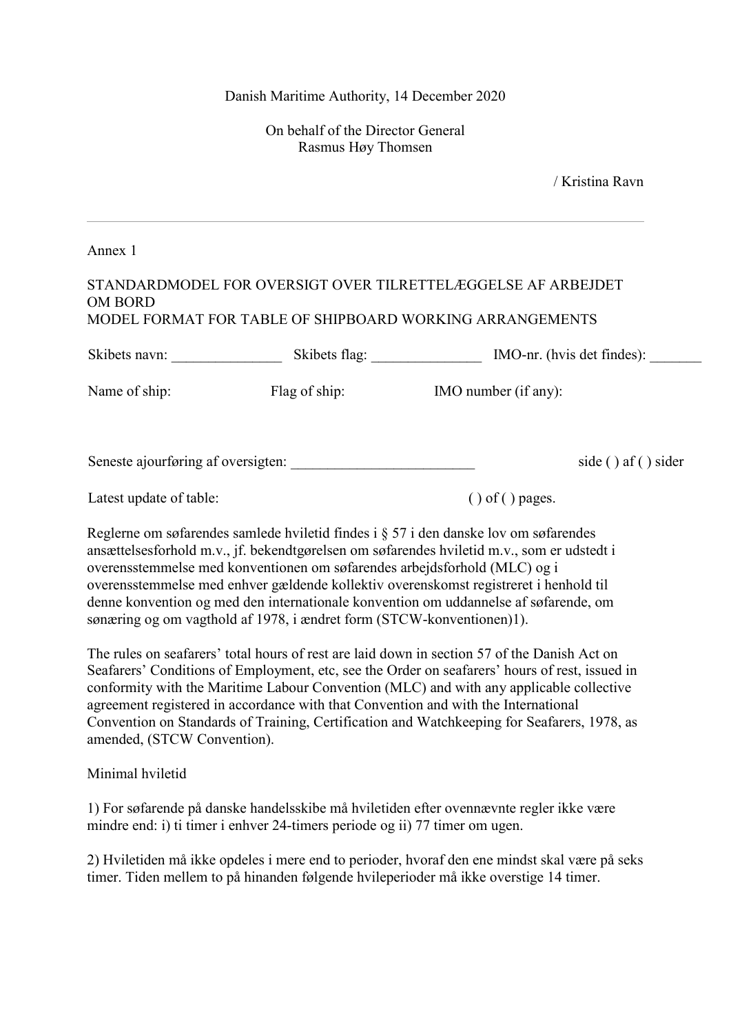Danish Maritime Authority, 14 December 2020

On behalf of the Director General
Rasmus Høy Thomsen

/ Kristina Ravn

---

Annex 1

STANDARDMODEL FOR OVERSIGT OVER TILRETTELÆGGELSE AF ARBEJDET OM BORD
MODEL FORMAT FOR TABLE OF SHIPBOARD WORKING ARRANGEMENTS

Skibets navn: _______________ Skibets flag: _______________ IMO-nr. (hvis det findes): _______

Name of ship: Flag of ship: IMO number (if any):

Seneste ajourføring af oversigten: _________________________ side ( ) af ( ) sider

Latest update of table: ( ) of ( ) pages.

Reglerne om søfarendes samlede hviletid findes i § 57 i den danske lov om søfarendes ansættelsesforhold m.v., jf. bekendtgørelsen om søfarendes hviletid m.v., som er udstedt i overensstemmelse med konventionen om søfarendes arbejdsforhold (MLC) og i overensstemmelse med enhver gældende kollektiv overenskomst registreret i henhold til denne konvention og med den internationale konvention om uddannelse af søfarende, om sønæring og om vagthold af 1978, i ændret form (STCW-konventionen)1).

The rules on seafarers' total hours of rest are laid down in section 57 of the Danish Act on Seafarers' Conditions of Employment, etc, see the Order on seafarers' hours of rest, issued in conformity with the Maritime Labour Convention (MLC) and with any applicable collective agreement registered in accordance with that Convention and with the International Convention on Standards of Training, Certification and Watchkeeping for Seafarers, 1978, as amended, (STCW Convention).

Minimal hviletid

1) For søfarende på danske handelsskibe må hviletiden efter ovennævnte regler ikke være mindre end: i) ti timer i enhver 24-timers periode og ii) 77 timer om ugen.

2) Hviletiden må ikke opdeles i mere end to perioder, hvoraf den ene mindst skal være på seks timer. Tiden mellem to på hinanden følgende hvileperioder må ikke overstige 14 timer.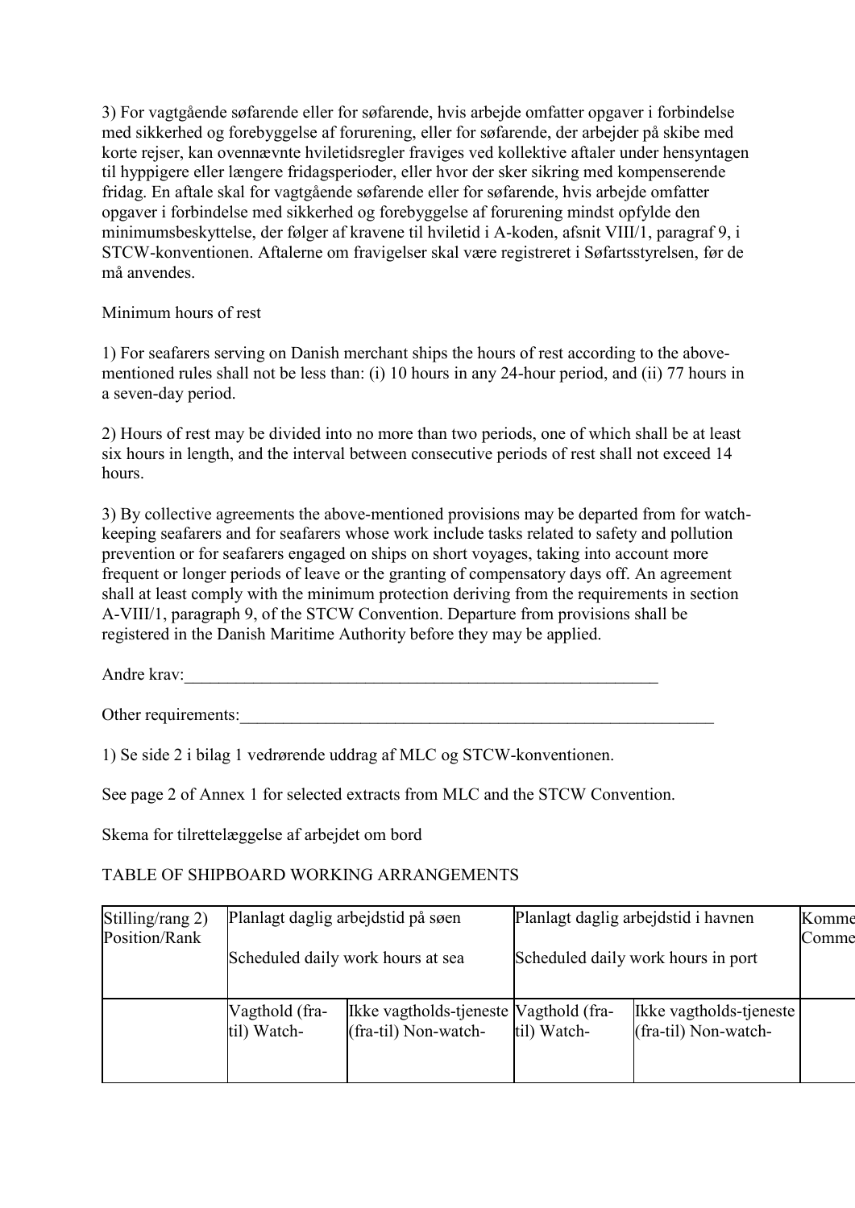3) For vagtgående søfarende eller for søfarende, hvis arbejde omfatter opgaver i forbindelse med sikkerhed og forebyggelse af forurening, eller for søfarende, der arbejder på skibe med korte rejser, kan ovennævnte hviletidsregler fraviges ved kollektive aftaler under hensyntagen til hyppigere eller længere fridagsperioder, eller hvor der sker sikring med kompenserende fridag. En aftale skal for vagtgående søfarende eller for søfarende, hvis arbejde omfatter opgaver i forbindelse med sikkerhed og forebyggelse af forurening mindst opfylde den minimumsbeskyttelse, der følger af kravene til hviletid i A-koden, afsnit VIII/1, paragraf 9, i STCW-konventionen. Aftalerne om fravigelser skal være registreret i Søfartsstyrelsen, før de må anvendes.

Minimum hours of rest

1) For seafarers serving on Danish merchant ships the hours of rest according to the above-mentioned rules shall not be less than: (i) 10 hours in any 24-hour period, and (ii) 77 hours in a seven-day period.

2) Hours of rest may be divided into no more than two periods, one of which shall be at least six hours in length, and the interval between consecutive periods of rest shall not exceed 14 hours.

3) By collective agreements the above-mentioned provisions may be departed from for watch-keeping seafarers and for seafarers whose work include tasks related to safety and pollution prevention or for seafarers engaged on ships on short voyages, taking into account more frequent or longer periods of leave or the granting of compensatory days off. An agreement shall at least comply with the minimum protection deriving from the requirements in section A-VIII/1, paragraph 9, of the STCW Convention. Departure from provisions shall be registered in the Danish Maritime Authority before they may be applied.

Andre krav:___________________________________________________________

Other requirements:____________________________________________________________

1) Se side 2 i bilag 1 vedrørende uddrag af MLC og STCW-konventionen.

See page 2 of Annex 1 for selected extracts from MLC and the STCW Convention.

Skema for tilrettelæggelse af arbejdet om bord

TABLE OF SHIPBOARD WORKING ARRANGEMENTS

| Stilling/rang 2) Position/Rank | Planlagt daglig arbejdstid på søen Scheduled daily work hours at sea | | Planlagt daglig arbejdstid i havnen Scheduled daily work hours in port | | Komme Comme |
|---|---|---|---|---|---|
| | Vagthold (fra-til) Watch- | Ikke vagtholds-tjeneste (fra-til) Non-watch- | Vagthold (fra-til) Watch- | Ikke vagtholds-tjeneste (fra-til) Non-watch- | |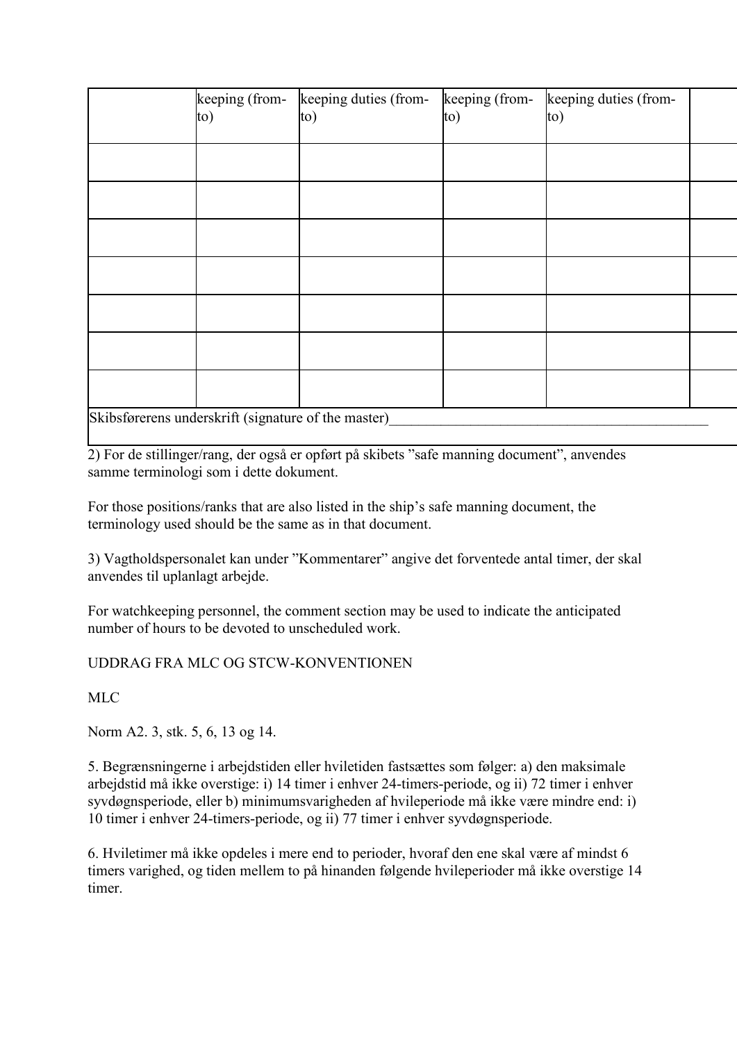| | keeping (from-to) | keeping duties (from-to) | keeping (from-to) | keeping duties (from-to) | |
|---|---|---|---|---|---|
| | | | | | |
| | | | | | |
| | | | | | |
| | | | | | |
| | | | | | |
| | | | | | |
| | | | | | |
| Skibsførerens underskrift (signature of the master)____________________________________________ | | | | | |

2) For de stillinger/rang, der også er opført på skibets "safe manning document", anvendes samme terminologi som i dette dokument.

For those positions/ranks that are also listed in the ship's safe manning document, the terminology used should be the same as in that document.

3) Vagtholdspersonalet kan under "Kommentarer" angive det forventede antal timer, der skal anvendes til uplanlagt arbejde.

For watchkeeping personnel, the comment section may be used to indicate the anticipated number of hours to be devoted to unscheduled work.

UDDRAG FRA MLC OG STCW-KONVENTIONEN

MLC

Norm A2. 3, stk. 5, 6, 13 og 14.

5. Begrænsningerne i arbejdstiden eller hviletiden fastsættes som følger: a) den maksimale arbejdstid må ikke overstige: i) 14 timer i enhver 24-timers-periode, og ii) 72 timer i enhver syvdøgnsperiode, eller b) minimumsvarigheden af hvileperiode må ikke være mindre end: i) 10 timer i enhver 24-timers-periode, og ii) 77 timer i enhver syvdøgnsperiode.

6. Hviletimer må ikke opdeles i mere end to perioder, hvoraf den ene skal være af mindst 6 timers varighed, og tiden mellem to på hinanden følgende hvileperioder må ikke overstige 14 timer.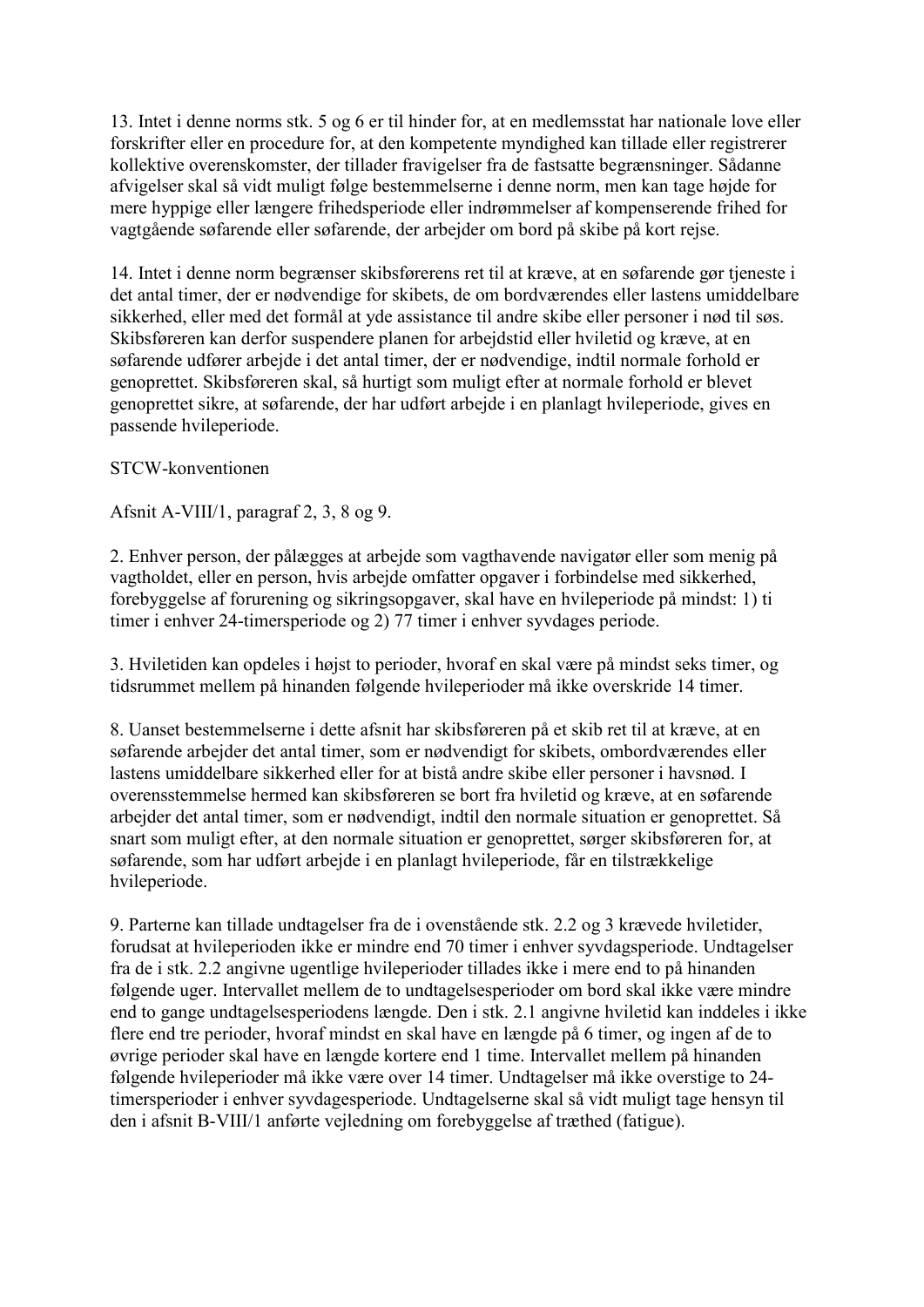13. Intet i denne norms stk. 5 og 6 er til hinder for, at en medlemsstat har nationale love eller forskrifter eller en procedure for, at den kompetente myndighed kan tillade eller registrerer kollektive overenskomster, der tillader fravigelser fra de fastsatte begrænsninger. Sådanne afvigelser skal så vidt muligt følge bestemmelserne i denne norm, men kan tage højde for mere hyppige eller længere frihedsperiode eller indrømmelser af kompenserende frihed for vagtgående søfarende eller søfarende, der arbejder om bord på skibe på kort rejse.

14. Intet i denne norm begrænser skibsførerens ret til at kræve, at en søfarende gør tjeneste i det antal timer, der er nødvendige for skibets, de om bordværendes eller lastens umiddelbare sikkerhed, eller med det formål at yde assistance til andre skibe eller personer i nød til søs. Skibsføreren kan derfor suspendere planen for arbejdstid eller hviletid og kræve, at en søfarende udfører arbejde i det antal timer, der er nødvendige, indtil normale forhold er genoprettet. Skibsføreren skal, så hurtigt som muligt efter at normale forhold er blevet genoprettet sikre, at søfarende, der har udført arbejde i en planlagt hvileperiode, gives en passende hvileperiode.

STCW-konventionen

Afsnit A-VIII/1, paragraf 2, 3, 8 og 9.

2. Enhver person, der pålægges at arbejde som vagthavende navigatør eller som menig på vagtholdet, eller en person, hvis arbejde omfatter opgaver i forbindelse med sikkerhed, forebyggelse af forurening og sikringsopgaver, skal have en hvileperiode på mindst: 1) ti timer i enhver 24-timersperiode og 2) 77 timer i enhver syvdages periode.

3. Hviletiden kan opdeles i højst to perioder, hvoraf en skal være på mindst seks timer, og tidsrummet mellem på hinanden følgende hvileperioder må ikke overskride 14 timer.

8. Uanset bestemmelserne i dette afsnit har skibsføreren på et skib ret til at kræve, at en søfarende arbejder det antal timer, som er nødvendigt for skibets, ombordværendes eller lastens umiddelbare sikkerhed eller for at bistå andre skibe eller personer i havsnød. I overensstemmelse hermed kan skibsføreren se bort fra hviletid og kræve, at en søfarende arbejder det antal timer, som er nødvendigt, indtil den normale situation er genoprettet. Så snart som muligt efter, at den normale situation er genoprettet, sørger skibsføreren for, at søfarende, som har udført arbejde i en planlagt hvileperiode, får en tilstrækkelige hvileperiode.

9. Parterne kan tillade undtagelser fra de i ovenstående stk. 2.2 og 3 krævede hviletider, forudsat at hvileperioden ikke er mindre end 70 timer i enhver syvdagsperiode. Undtagelser fra de i stk. 2.2 angivne ugentlige hvileperioder tillades ikke i mere end to på hinanden følgende uger. Intervallet mellem de to undtagelsesperioder om bord skal ikke være mindre end to gange undtagelsesperiodens længde. Den i stk. 2.1 angivne hviletid kan inddeles i ikke flere end tre perioder, hvoraf mindst en skal have en længde på 6 timer, og ingen af de to øvrige perioder skal have en længde kortere end 1 time. Intervallet mellem på hinanden følgende hvileperioder må ikke være over 14 timer. Undtagelser må ikke overstige to 24-timersperioder i enhver syvdagesperiode. Undtagelserne skal så vidt muligt tage hensyn til den i afsnit B-VIII/1 anførte vejledning om forebyggelse af træthed (fatigue).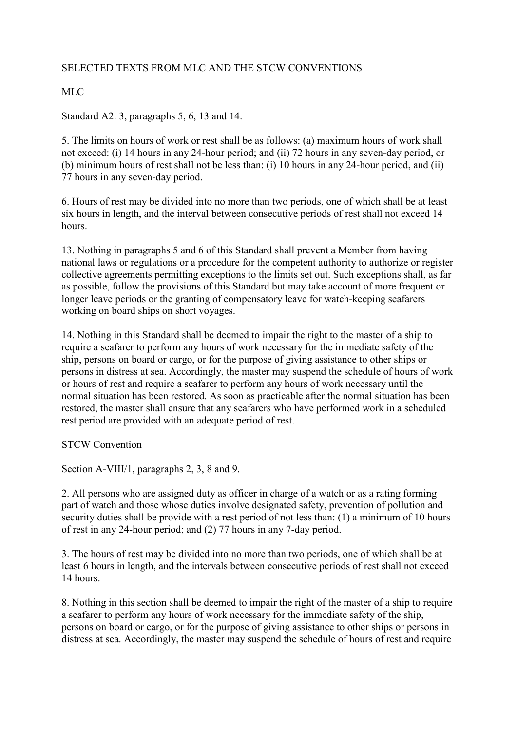SELECTED TEXTS FROM MLC AND THE STCW CONVENTIONS

MLC

Standard A2. 3, paragraphs 5, 6, 13 and 14.

5. The limits on hours of work or rest shall be as follows: (a) maximum hours of work shall not exceed: (i) 14 hours in any 24-hour period; and (ii) 72 hours in any seven-day period, or (b) minimum hours of rest shall not be less than: (i) 10 hours in any 24-hour period, and (ii) 77 hours in any seven-day period.

6. Hours of rest may be divided into no more than two periods, one of which shall be at least six hours in length, and the interval between consecutive periods of rest shall not exceed 14 hours.

13. Nothing in paragraphs 5 and 6 of this Standard shall prevent a Member from having national laws or regulations or a procedure for the competent authority to authorize or register collective agreements permitting exceptions to the limits set out. Such exceptions shall, as far as possible, follow the provisions of this Standard but may take account of more frequent or longer leave periods or the granting of compensatory leave for watch-keeping seafarers working on board ships on short voyages.

14. Nothing in this Standard shall be deemed to impair the right to the master of a ship to require a seafarer to perform any hours of work necessary for the immediate safety of the ship, persons on board or cargo, or for the purpose of giving assistance to other ships or persons in distress at sea. Accordingly, the master may suspend the schedule of hours of work or hours of rest and require a seafarer to perform any hours of work necessary until the normal situation has been restored. As soon as practicable after the normal situation has been restored, the master shall ensure that any seafarers who have performed work in a scheduled rest period are provided with an adequate period of rest.

STCW Convention

Section A-VIII/1, paragraphs 2, 3, 8 and 9.

2. All persons who are assigned duty as officer in charge of a watch or as a rating forming part of watch and those whose duties involve designated safety, prevention of pollution and security duties shall be provide with a rest period of not less than: (1) a minimum of 10 hours of rest in any 24-hour period; and (2) 77 hours in any 7-day period.

3. The hours of rest may be divided into no more than two periods, one of which shall be at least 6 hours in length, and the intervals between consecutive periods of rest shall not exceed 14 hours.

8. Nothing in this section shall be deemed to impair the right of the master of a ship to require a seafarer to perform any hours of work necessary for the immediate safety of the ship, persons on board or cargo, or for the purpose of giving assistance to other ships or persons in distress at sea. Accordingly, the master may suspend the schedule of hours of rest and require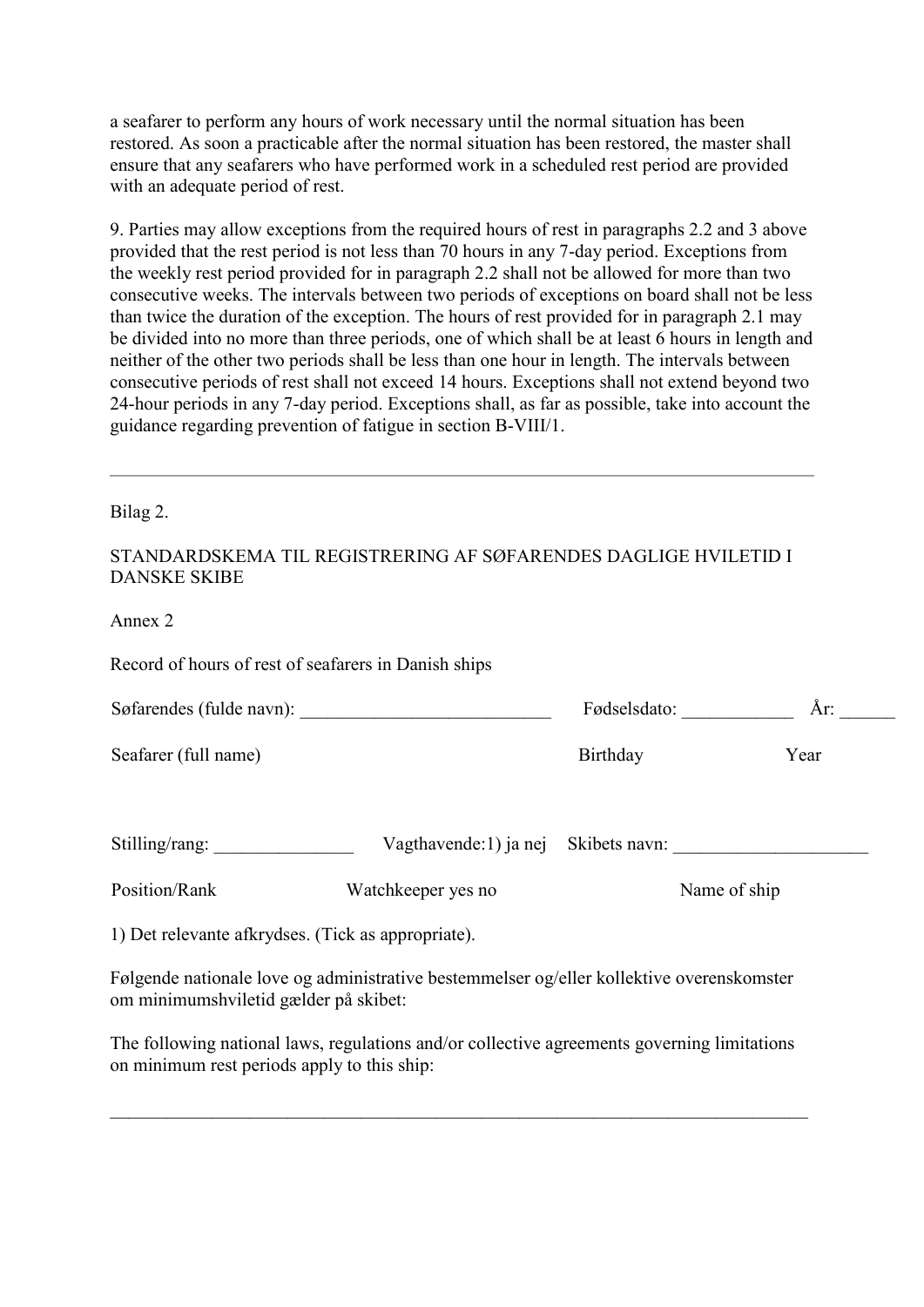a seafarer to perform any hours of work necessary until the normal situation has been restored. As soon a practicable after the normal situation has been restored, the master shall ensure that any seafarers who have performed work in a scheduled rest period are provided with an adequate period of rest.

9. Parties may allow exceptions from the required hours of rest in paragraphs 2.2 and 3 above provided that the rest period is not less than 70 hours in any 7-day period. Exceptions from the weekly rest period provided for in paragraph 2.2 shall not be allowed for more than two consecutive weeks. The intervals between two periods of exceptions on board shall not be less than twice the duration of the exception. The hours of rest provided for in paragraph 2.1 may be divided into no more than three periods, one of which shall be at least 6 hours in length and neither of the other two periods shall be less than one hour in length. The intervals between consecutive periods of rest shall not exceed 14 hours. Exceptions shall not extend beyond two 24-hour periods in any 7-day period. Exceptions shall, as far as possible, take into account the guidance regarding prevention of fatigue in section B-VIII/1.

---

Bilag 2.

STANDARDSKEMA TIL REGISTRERING AF SØFARENDES DAGLIGE HVILETID I DANSKE SKIBE

Annex 2

Record of hours of rest of seafarers in Danish ships

Søfarendes (fulde navn): ___________________________ Fødselsdato: ____________ År: ______

Seafarer (full name) Birthday Year

Stilling/rang: _______________ Vagthavende:1) ja nej Skibets navn: ____________________

Position/Rank Watchkeeper yes no Name of ship

1) Det relevante afkrydses. (Tick as appropriate).

Følgende nationale love og administrative bestemmelser og/eller kollektive overenskomster om minimumshviletid gælder på skibet:

The following national laws, regulations and/or collective agreements governing limitations on minimum rest periods apply to this ship:

_____________________________________________________________________________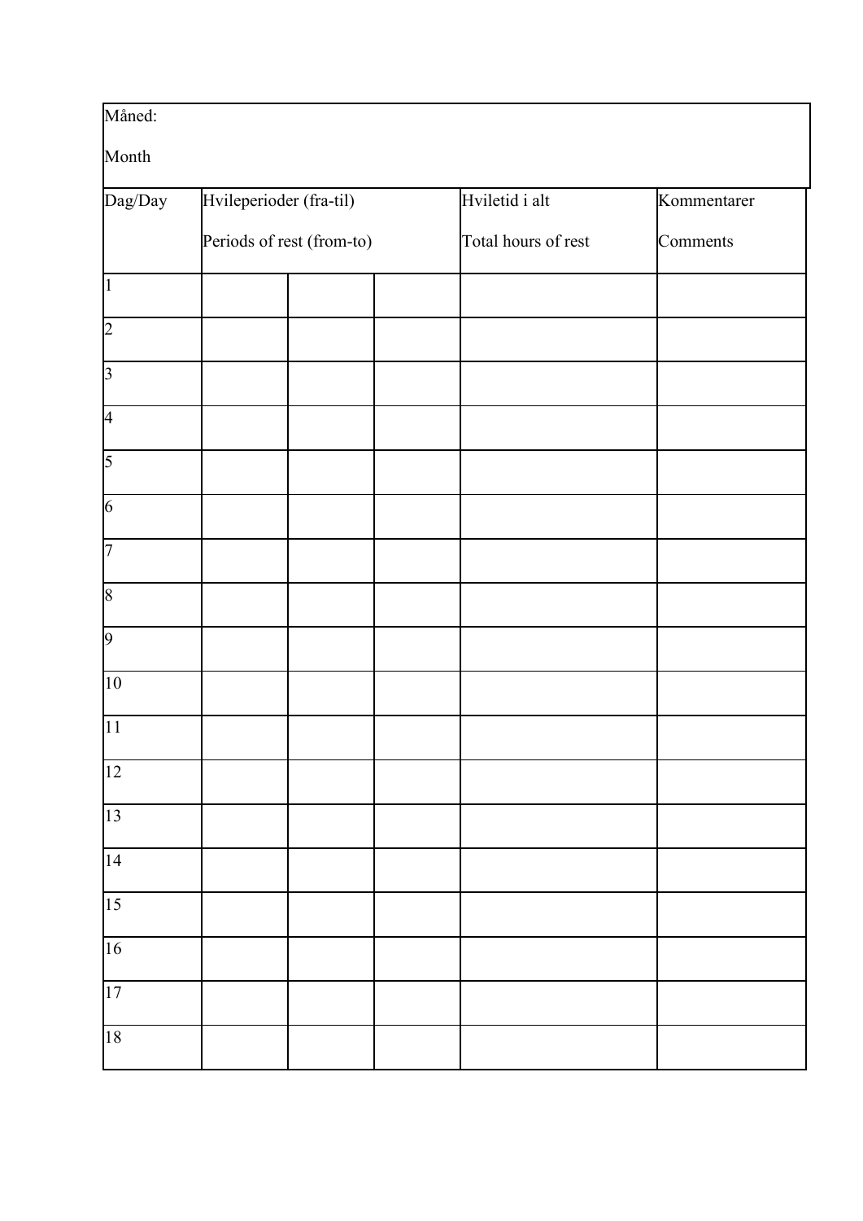| Måned:<br><br>Month | | | | | |
|---|---|---|---|---|---|
| Dag/Day | Hvileperioder (fra-til)<br><br>Periods of rest (from-to) | | | Hviletid i alt<br><br>Total hours of rest | Kommentarer<br><br>Comments |
| 1 | | | | | |
| 2 | | | | | |
| 3 | | | | | |
| 4 | | | | | |
| 5 | | | | | |
| 6 | | | | | |
| 7 | | | | | |
| 8 | | | | | |
| 9 | | | | | |
| 10 | | | | | |
| 11 | | | | | |
| 12 | | | | | |
| 13 | | | | | |
| 14 | | | | | |
| 15 | | | | | |
| 16 | | | | | |
| 17 | | | | | |
| 18 | | | | | |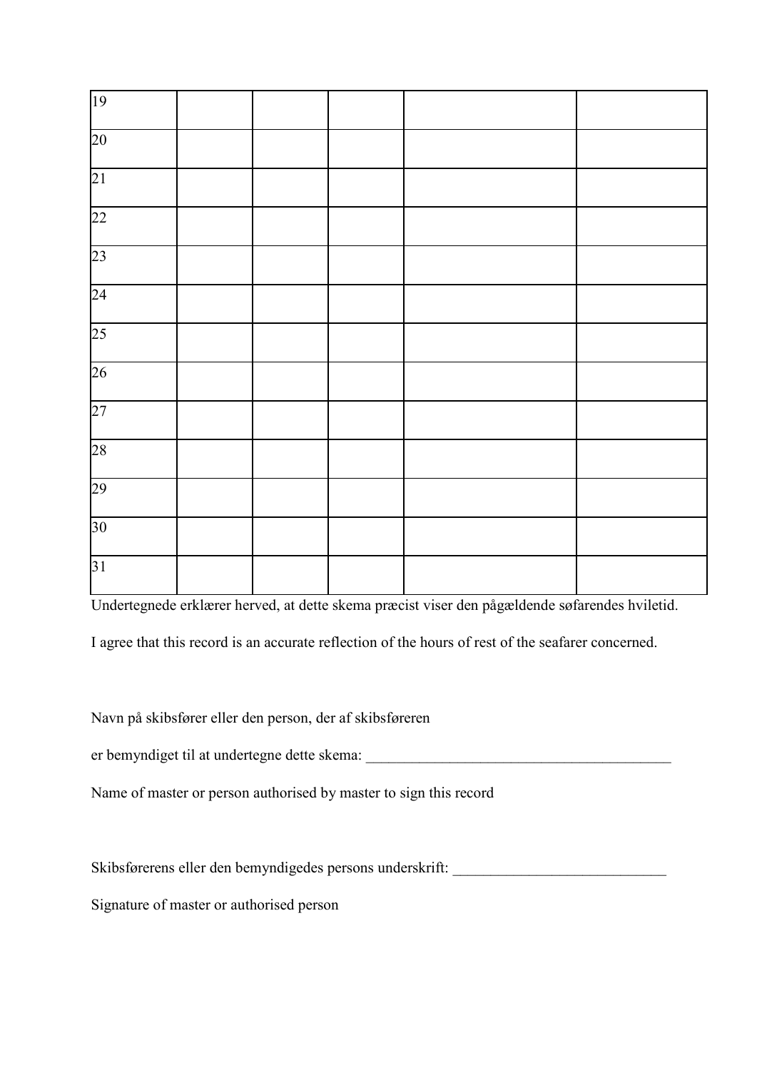| 19 | | | | | |
|---|---|---|---|---|---|
| 20 | | | | | |
| 21 | | | | | |
| 22 | | | | | |
| 23 | | | | | |
| 24 | | | | | |
| 25 | | | | | |
| 26 | | | | | |
| 27 | | | | | |
| 28 | | | | | |
| 29 | | | | | |
| 30 | | | | | |
| 31 | | | | | |

Undertegnede erklærer herved, at dette skema præcist viser den pågældende søfarendes hviletid.

I agree that this record is an accurate reflection of the hours of rest of the seafarer concerned.

Navn på skibsfører eller den person, der af skibsføreren

er bemyndiget til at undertegne dette skema: __________________________________________

Name of master or person authorised by master to sign this record

Skibsførerens eller den bemyndigedes persons underskrift: ____________________________

Signature of master or authorised person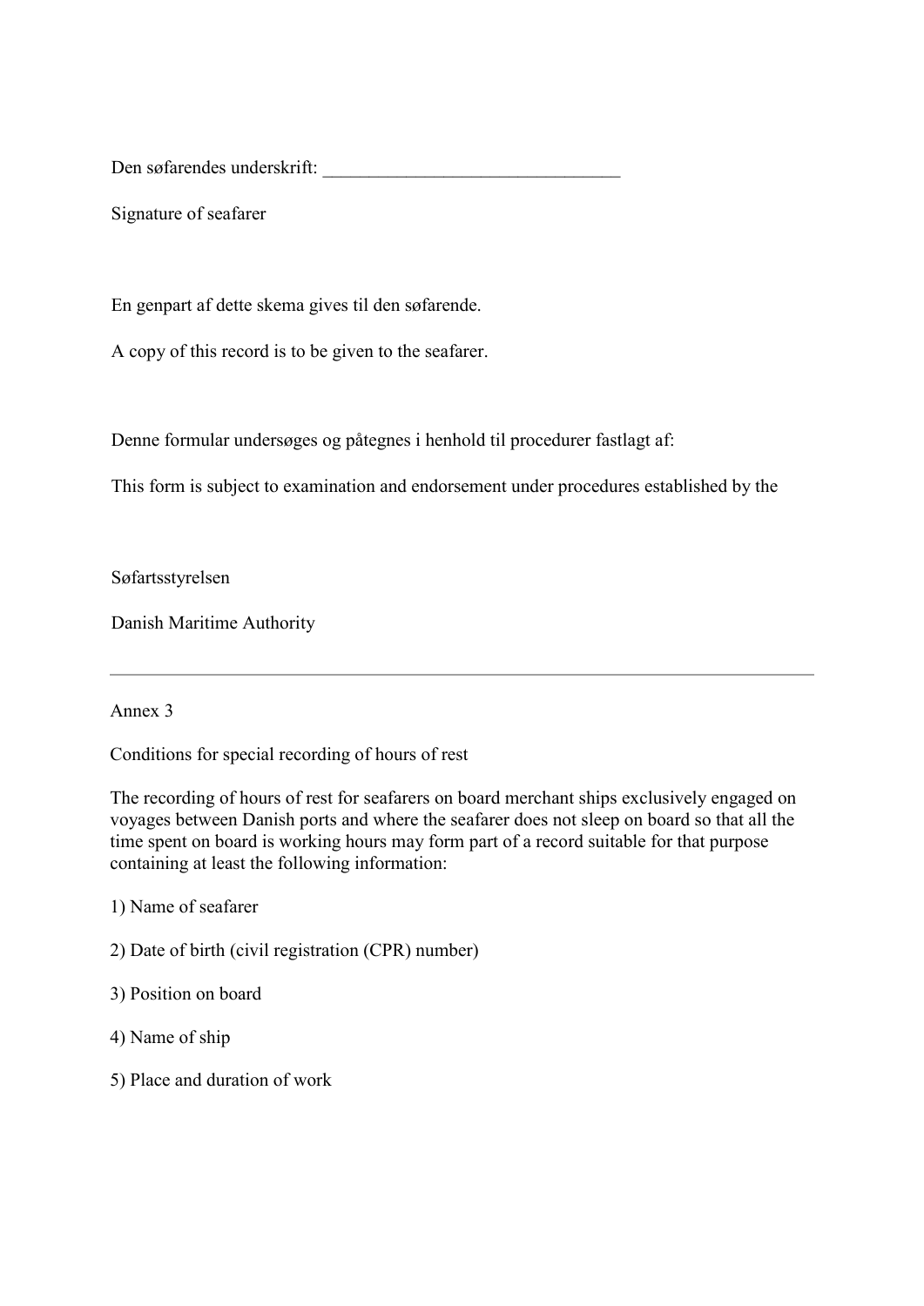Den søfarendes underskrift: ________________________________

Signature of seafarer

En genpart af dette skema gives til den søfarende.

A copy of this record is to be given to the seafarer.

Denne formular undersøges og påtegnes i henhold til procedurer fastlagt af:

This form is subject to examination and endorsement under procedures established by the

Søfartsstyrelsen

Danish Maritime Authority

---

Annex 3

Conditions for special recording of hours of rest

The recording of hours of rest for seafarers on board merchant ships exclusively engaged on voyages between Danish ports and where the seafarer does not sleep on board so that all the time spent on board is working hours may form part of a record suitable for that purpose containing at least the following information:

1) Name of seafarer

2) Date of birth (civil registration (CPR) number)

3) Position on board

4) Name of ship

5) Place and duration of work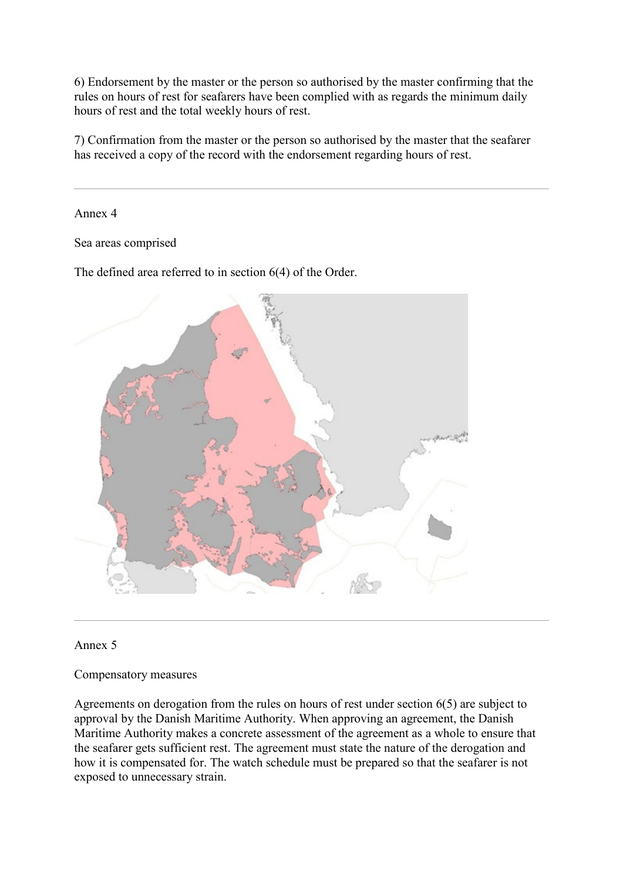6) Endorsement by the master or the person so authorised by the master confirming that the rules on hours of rest for seafarers have been complied with as regards the minimum daily hours of rest and the total weekly hours of rest.

7) Confirmation from the master or the person so authorised by the master that the seafarer has received a copy of the record with the endorsement regarding hours of rest.

---

Annex 4

Sea areas comprised

The defined area referred to in section 6(4) of the Order.

---

Annex 5

Compensatory measures

Agreements on derogation from the rules on hours of rest under section 6(5) are subject to approval by the Danish Maritime Authority. When approving an agreement, the Danish Maritime Authority makes a concrete assessment of the agreement as a whole to ensure that the seafarer gets sufficient rest. The agreement must state the nature of the derogation and how it is compensated for. The watch schedule must be prepared so that the seafarer is not exposed to unnecessary strain.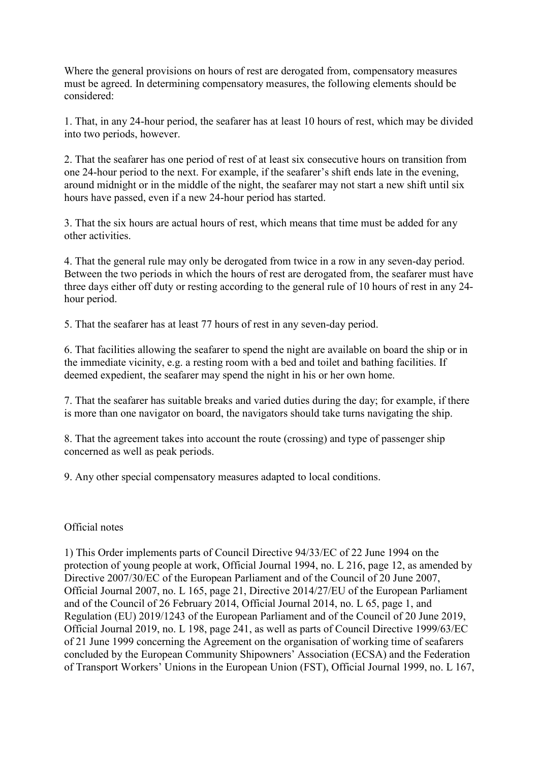Where the general provisions on hours of rest are derogated from, compensatory measures must be agreed. In determining compensatory measures, the following elements should be considered:

1. That, in any 24-hour period, the seafarer has at least 10 hours of rest, which may be divided into two periods, however.

2. That the seafarer has one period of rest of at least six consecutive hours on transition from one 24-hour period to the next. For example, if the seafarer's shift ends late in the evening, around midnight or in the middle of the night, the seafarer may not start a new shift until six hours have passed, even if a new 24-hour period has started.

3. That the six hours are actual hours of rest, which means that time must be added for any other activities.

4. That the general rule may only be derogated from twice in a row in any seven-day period. Between the two periods in which the hours of rest are derogated from, the seafarer must have three days either off duty or resting according to the general rule of 10 hours of rest in any 24-hour period.

5. That the seafarer has at least 77 hours of rest in any seven-day period.

6. That facilities allowing the seafarer to spend the night are available on board the ship or in the immediate vicinity, e.g. a resting room with a bed and toilet and bathing facilities. If deemed expedient, the seafarer may spend the night in his or her own home.

7. That the seafarer has suitable breaks and varied duties during the day; for example, if there is more than one navigator on board, the navigators should take turns navigating the ship.

8. That the agreement takes into account the route (crossing) and type of passenger ship concerned as well as peak periods.

9. Any other special compensatory measures adapted to local conditions.

Official notes

1) This Order implements parts of Council Directive 94/33/EC of 22 June 1994 on the protection of young people at work, Official Journal 1994, no. L 216, page 12, as amended by Directive 2007/30/EC of the European Parliament and of the Council of 20 June 2007, Official Journal 2007, no. L 165, page 21, Directive 2014/27/EU of the European Parliament and of the Council of 26 February 2014, Official Journal 2014, no. L 65, page 1, and Regulation (EU) 2019/1243 of the European Parliament and of the Council of 20 June 2019, Official Journal 2019, no. L 198, page 241, as well as parts of Council Directive 1999/63/EC of 21 June 1999 concerning the Agreement on the organisation of working time of seafarers concluded by the European Community Shipowners' Association (ECSA) and the Federation of Transport Workers' Unions in the European Union (FST), Official Journal 1999, no. L 167,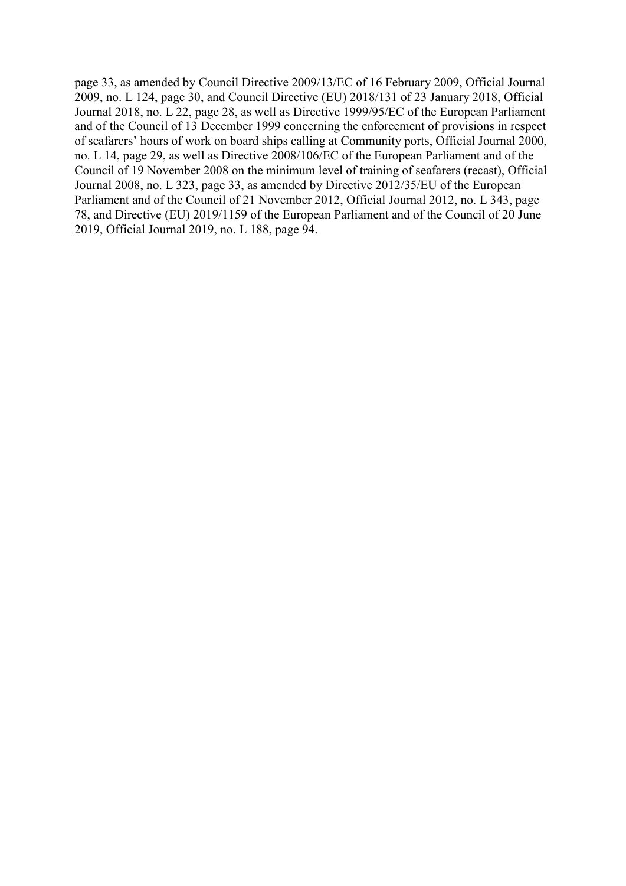page 33, as amended by Council Directive 2009/13/EC of 16 February 2009, Official Journal 2009, no. L 124, page 30, and Council Directive (EU) 2018/131 of 23 January 2018, Official Journal 2018, no. L 22, page 28, as well as Directive 1999/95/EC of the European Parliament and of the Council of 13 December 1999 concerning the enforcement of provisions in respect of seafarers' hours of work on board ships calling at Community ports, Official Journal 2000, no. L 14, page 29, as well as Directive 2008/106/EC of the European Parliament and of the Council of 19 November 2008 on the minimum level of training of seafarers (recast), Official Journal 2008, no. L 323, page 33, as amended by Directive 2012/35/EU of the European Parliament and of the Council of 21 November 2012, Official Journal 2012, no. L 343, page 78, and Directive (EU) 2019/1159 of the European Parliament and of the Council of 20 June 2019, Official Journal 2019, no. L 188, page 94.